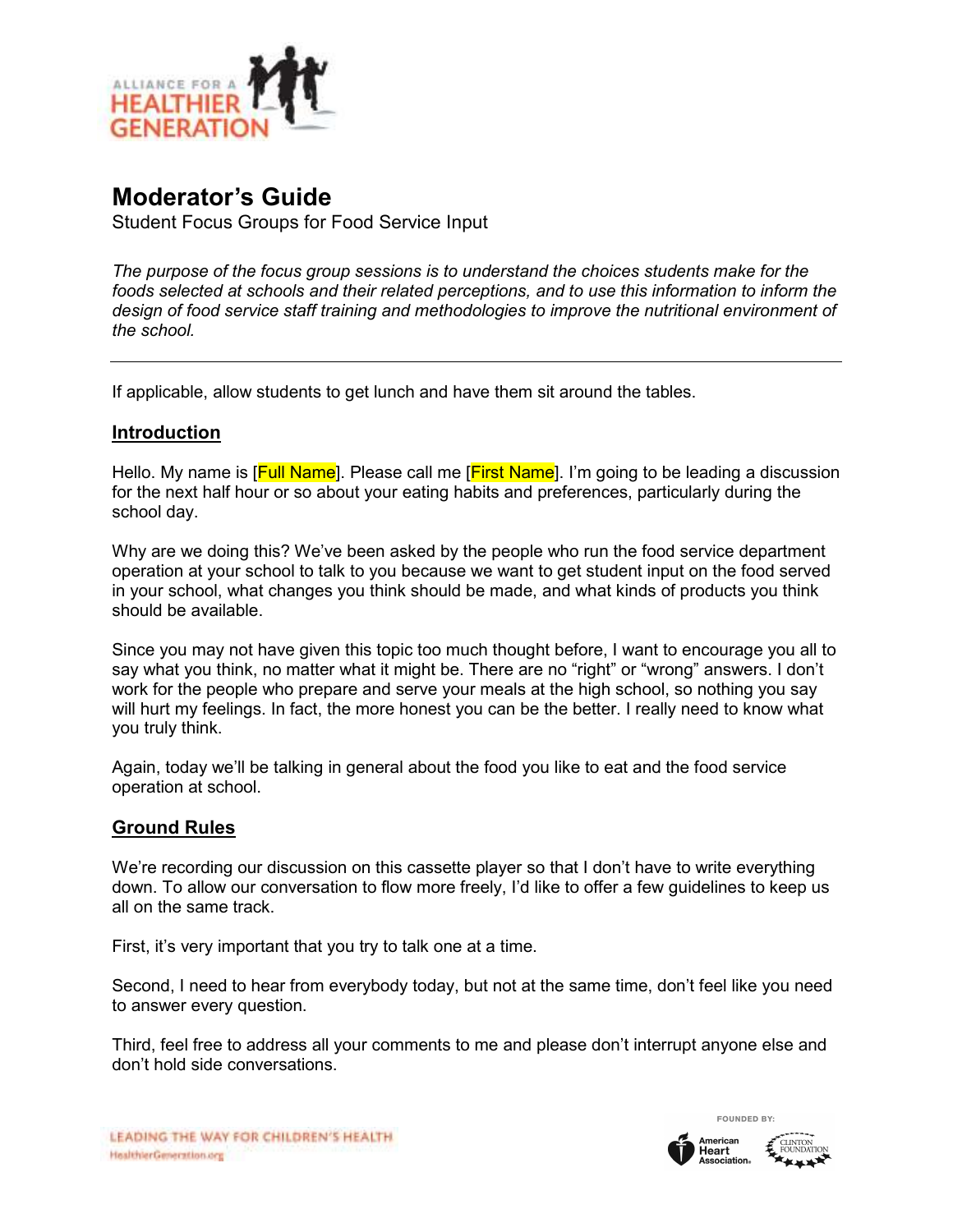# Moderator's Guide

Student Focus Groups for Food Service Input

*The purpose of the focus group sessions is to understand the choices students make for the foods selected at schools and their related perceptions, and to use this information to inform the design of food service staff training and methodologies to improve the nutritional environment of the school.*

---

If applicable, allow students to get lunch and have them sit around the tables.

## Introduction

Hello. My name is [Full Name]. Please call me [First Name]. I'm going to be leading a discussion for the next half hour or so about your eating habits and preferences, particularly during the school day.

Why are we doing this? We've been asked by the people who run the food service department operation at your school to talk to you because we want to get student input on the food served in your school, what changes you think should be made, and what kinds of products you think should be available.

Since you may not have given this topic too much thought before, I want to encourage you all to say what you think, no matter what it might be. There are no "right" or "wrong" answers. I don't work for the people who prepare and serve your meals at the high school, so nothing you say will hurt my feelings. In fact, the more honest you can be the better. I really need to know what you truly think.

Again, today we'll be talking in general about the food you like to eat and the food service operation at school.

## Ground Rules

We're recording our discussion on this cassette player so that I don't have to write everything down. To allow our conversation to flow more freely, I'd like to offer a few guidelines to keep us all on the same track.

First, it's very important that you try to talk one at a time.

Second, I need to hear from everybody today, but not at the same time, don't feel like you need to answer every question.

Third, feel free to address all your comments to me and please don't interrupt anyone else and don't hold side conversations.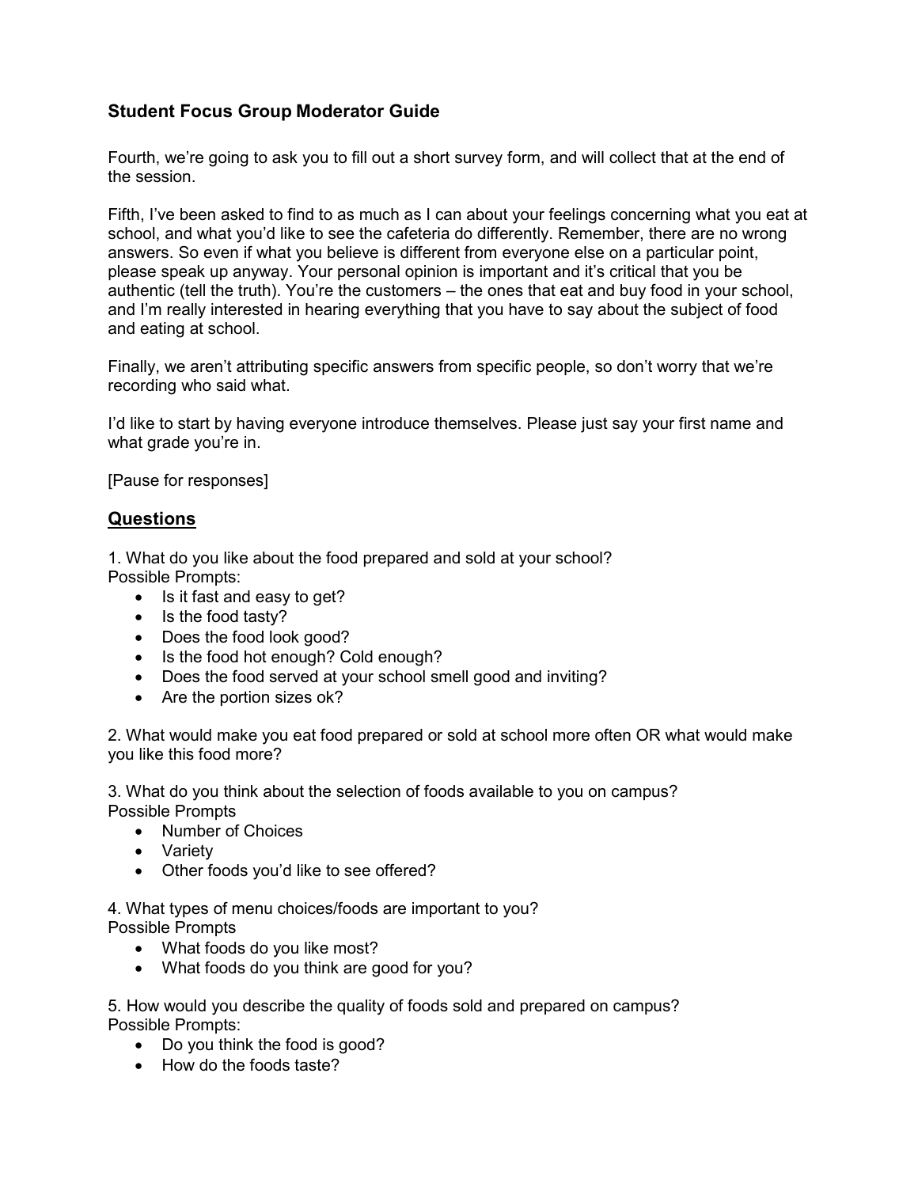## Student Focus Group Moderator Guide

Fourth, we're going to ask you to fill out a short survey form, and will collect that at the end of the session.

Fifth, I've been asked to find to as much as I can about your feelings concerning what you eat at school, and what you'd like to see the cafeteria do differently. Remember, there are no wrong answers. So even if what you believe is different from everyone else on a particular point, please speak up anyway. Your personal opinion is important and it's critical that you be authentic (tell the truth). You're the customers – the ones that eat and buy food in your school, and I'm really interested in hearing everything that you have to say about the subject of food and eating at school.

Finally, we aren't attributing specific answers from specific people, so don't worry that we're recording who said what.

I'd like to start by having everyone introduce themselves. Please just say your first name and what grade you're in.

[Pause for responses]

## Questions

1. What do you like about the food prepared and sold at your school?
Possible Prompts:
   - Is it fast and easy to get?
   - Is the food tasty?
   - Does the food look good?
   - Is the food hot enough? Cold enough?
   - Does the food served at your school smell good and inviting?
   - Are the portion sizes ok?

2. What would make you eat food prepared or sold at school more often OR what would make you like this food more?

3. What do you think about the selection of foods available to you on campus?
Possible Prompts
   - Number of Choices
   - Variety
   - Other foods you'd like to see offered?

4. What types of menu choices/foods are important to you?
Possible Prompts
   - What foods do you like most?
   - What foods do you think are good for you?

5. How would you describe the quality of foods sold and prepared on campus?
Possible Prompts:
   - Do you think the food is good?
   - How do the foods taste?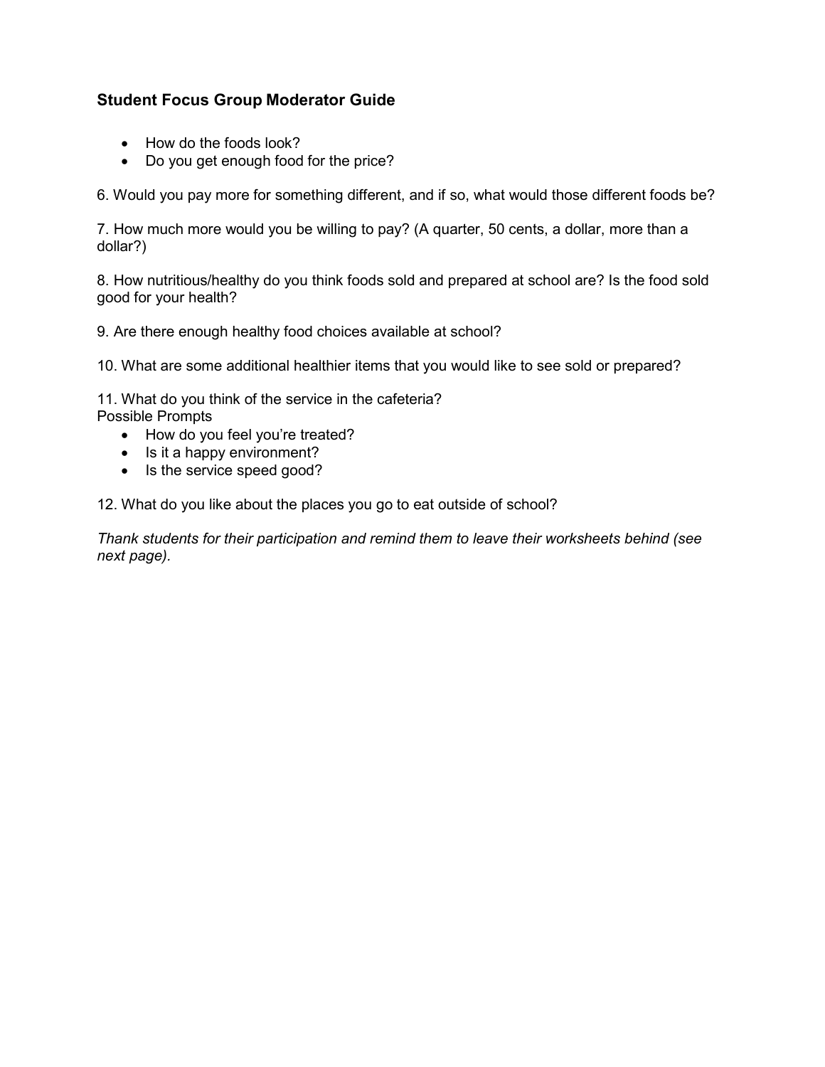### Student Focus Group Moderator Guide

- How do the foods look?
- Do you get enough food for the price?

6. Would you pay more for something different, and if so, what would those different foods be?

7. How much more would you be willing to pay? (A quarter, 50 cents, a dollar, more than a dollar?)

8. How nutritious/healthy do you think foods sold and prepared at school are? Is the food sold good for your health?

9. Are there enough healthy food choices available at school?

10. What are some additional healthier items that you would like to see sold or prepared?

11. What do you think of the service in the cafeteria?
Possible Prompts

- How do you feel you're treated?
- Is it a happy environment?
- Is the service speed good?

12. What do you like about the places you go to eat outside of school?

*Thank students for their participation and remind them to leave their worksheets behind (see next page).*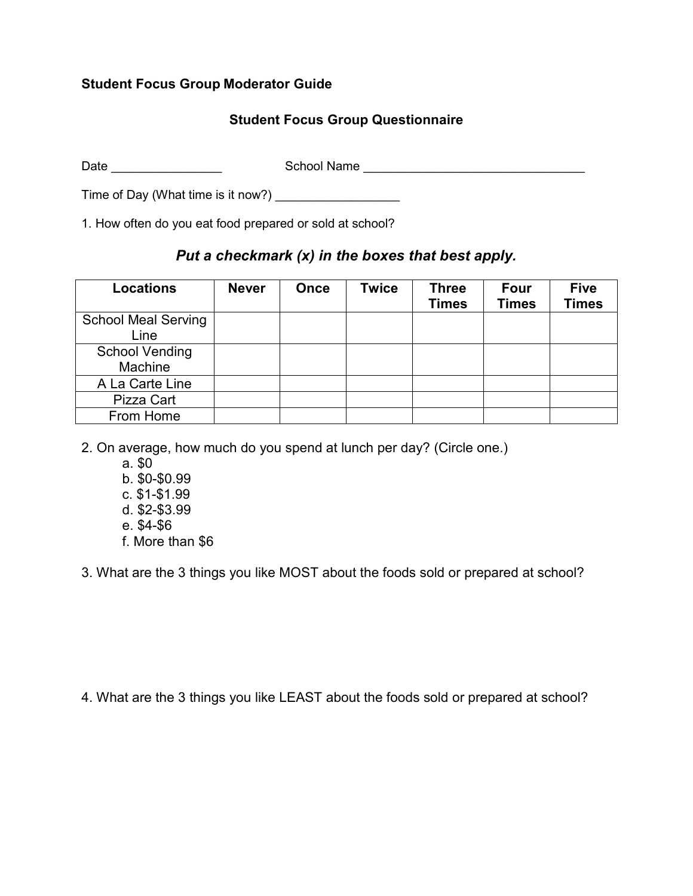**Student Focus Group Moderator Guide**

**Student Focus Group Questionnaire**

Date ________________ School Name ________________________________

Time of Day (What time is it now?) __________________

1. How often do you eat food prepared or sold at school?

***Put a checkmark (x) in the boxes that best apply.***

| Locations | Never | Once | Twice | Three Times | Four Times | Five Times |
|---|---|---|---|---|---|---|
| School Meal Serving Line | | | | | | |
| School Vending Machine | | | | | | |
| A La Carte Line | | | | | | |
| Pizza Cart | | | | | | |
| From Home | | | | | | |

2. On average, how much do you spend at lunch per day? (Circle one.)
   - a. $0
   - b. $0-$0.99
   - c. $1-$1.99
   - d. $2-$3.99
   - e. $4-$6
   - f. More than $6

3. What are the 3 things you like MOST about the foods sold or prepared at school?

4. What are the 3 things you like LEAST about the foods sold or prepared at school?